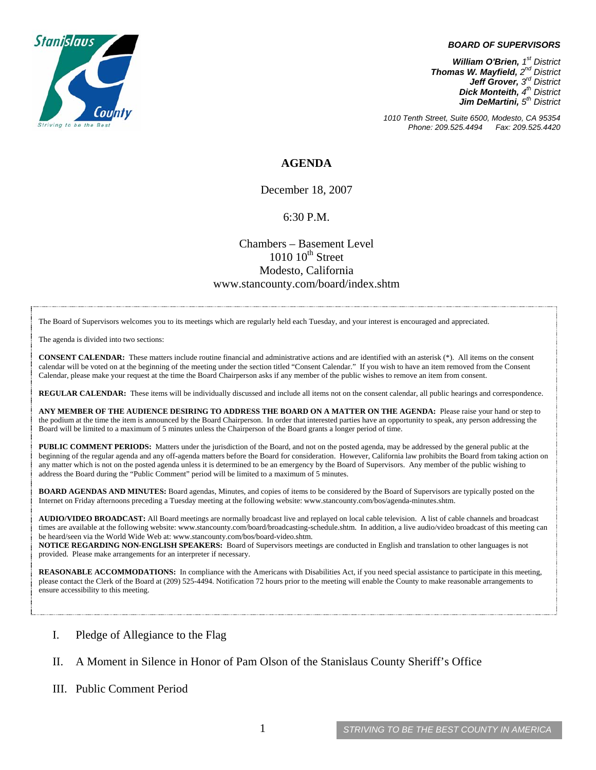**BOARD OF SUPERVISORS**

***William O'Brien,** 1st District*
***Thomas W. Mayfield,** 2nd District*
***Jeff Grover,** 3rd District*
***Dick Monteith,** 4th District*
***Jim DeMartini,** 5th District*

*1010 Tenth Street, Suite 6500, Modesto, CA 95354*
*Phone: 209.525.4494 Fax: 209.525.4420*

# AGENDA

December 18, 2007

6:30 P.M.

Chambers – Basement Level
1010 10th Street
Modesto, California
www.stancounty.com/board/index.shtm

The Board of Supervisors welcomes you to its meetings which are regularly held each Tuesday, and your interest is encouraged and appreciated.

The agenda is divided into two sections:

**CONSENT CALENDAR:** These matters include routine financial and administrative actions and are identified with an asterisk (*). All items on the consent calendar will be voted on at the beginning of the meeting under the section titled "Consent Calendar." If you wish to have an item removed from the Consent Calendar, please make your request at the time the Board Chairperson asks if any member of the public wishes to remove an item from consent.

**REGULAR CALENDAR:** These items will be individually discussed and include all items not on the consent calendar, all public hearings and correspondence.

**ANY MEMBER OF THE AUDIENCE DESIRING TO ADDRESS THE BOARD ON A MATTER ON THE AGENDA:** Please raise your hand or step to the podium at the time the item is announced by the Board Chairperson. In order that interested parties have an opportunity to speak, any person addressing the Board will be limited to a maximum of 5 minutes unless the Chairperson of the Board grants a longer period of time.

**PUBLIC COMMENT PERIODS:** Matters under the jurisdiction of the Board, and not on the posted agenda, may be addressed by the general public at the beginning of the regular agenda and any off-agenda matters before the Board for consideration. However, California law prohibits the Board from taking action on any matter which is not on the posted agenda unless it is determined to be an emergency by the Board of Supervisors. Any member of the public wishing to address the Board during the "Public Comment" period will be limited to a maximum of 5 minutes.

**BOARD AGENDAS AND MINUTES:** Board agendas, Minutes, and copies of items to be considered by the Board of Supervisors are typically posted on the Internet on Friday afternoons preceding a Tuesday meeting at the following website: www.stancounty.com/bos/agenda-minutes.shtm.

**AUDIO/VIDEO BROADCAST:** All Board meetings are normally broadcast live and replayed on local cable television. A list of cable channels and broadcast times are available at the following website: www.stancounty.com/board/broadcasting-schedule.shtm. In addition, a live audio/video broadcast of this meeting can be heard/seen via the World Wide Web at: www.stancounty.com/bos/board-video.shtm.
**NOTICE REGARDING NON-ENGLISH SPEAKERS:** Board of Supervisors meetings are conducted in English and translation to other languages is not provided. Please make arrangements for an interpreter if necessary.

**REASONABLE ACCOMMODATIONS:** In compliance with the Americans with Disabilities Act, if you need special assistance to participate in this meeting, please contact the Clerk of the Board at (209) 525-4494. Notification 72 hours prior to the meeting will enable the County to make reasonable arrangements to ensure accessibility to this meeting.

I. Pledge of Allegiance to the Flag

II. A Moment in Silence in Honor of Pam Olson of the Stanislaus County Sheriff's Office

III. Public Comment Period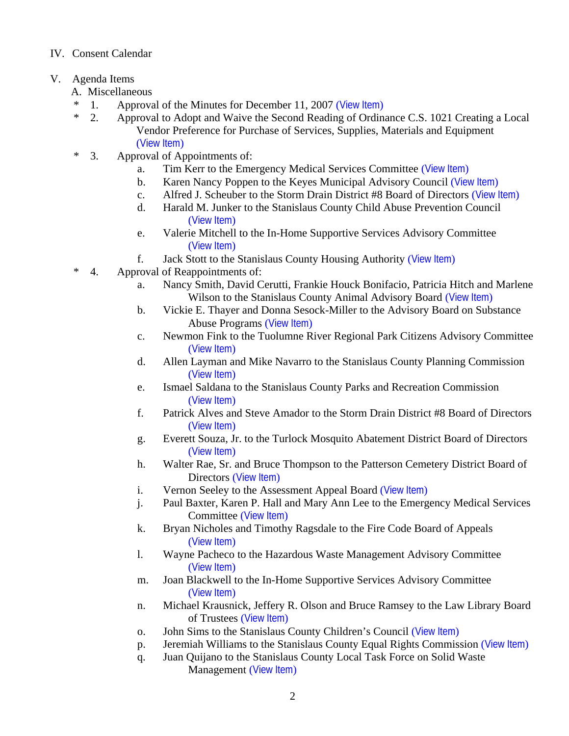IV. Consent Calendar

V. Agenda Items

A. Miscellaneous

- \* 1. Approval of the Minutes for December 11, 2007 (View Item)
- \* 2. Approval to Adopt and Waive the Second Reading of Ordinance C.S. 1021 Creating a Local Vendor Preference for Purchase of Services, Supplies, Materials and Equipment (View Item)
- \* 3. Approval of Appointments of:
  - a. Tim Kerr to the Emergency Medical Services Committee (View Item)
  - b. Karen Nancy Poppen to the Keyes Municipal Advisory Council (View Item)
  - c. Alfred J. Scheuber to the Storm Drain District #8 Board of Directors (View Item)
  - d. Harald M. Junker to the Stanislaus County Child Abuse Prevention Council (View Item)
  - e. Valerie Mitchell to the In-Home Supportive Services Advisory Committee (View Item)
  - f. Jack Stott to the Stanislaus County Housing Authority (View Item)
- \* 4. Approval of Reappointments of:
  - a. Nancy Smith, David Cerutti, Frankie Houck Bonifacio, Patricia Hitch and Marlene Wilson to the Stanislaus County Animal Advisory Board (View Item)
  - b. Vickie E. Thayer and Donna Sesock-Miller to the Advisory Board on Substance Abuse Programs (View Item)
  - c. Newmon Fink to the Tuolumne River Regional Park Citizens Advisory Committee (View Item)
  - d. Allen Layman and Mike Navarro to the Stanislaus County Planning Commission (View Item)
  - e. Ismael Saldana to the Stanislaus County Parks and Recreation Commission (View Item)
  - f. Patrick Alves and Steve Amador to the Storm Drain District #8 Board of Directors (View Item)
  - g. Everett Souza, Jr. to the Turlock Mosquito Abatement District Board of Directors (View Item)
  - h. Walter Rae, Sr. and Bruce Thompson to the Patterson Cemetery District Board of Directors (View Item)
  - i. Vernon Seeley to the Assessment Appeal Board (View Item)
  - j. Paul Baxter, Karen P. Hall and Mary Ann Lee to the Emergency Medical Services Committee (View Item)
  - k. Bryan Nicholes and Timothy Ragsdale to the Fire Code Board of Appeals (View Item)
  - l. Wayne Pacheco to the Hazardous Waste Management Advisory Committee (View Item)
  - m. Joan Blackwell to the In-Home Supportive Services Advisory Committee (View Item)
  - n. Michael Krausnick, Jeffery R. Olson and Bruce Ramsey to the Law Library Board of Trustees (View Item)
  - o. John Sims to the Stanislaus County Children's Council (View Item)
  - p. Jeremiah Williams to the Stanislaus County Equal Rights Commission (View Item)
  - q. Juan Quijano to the Stanislaus County Local Task Force on Solid Waste Management (View Item)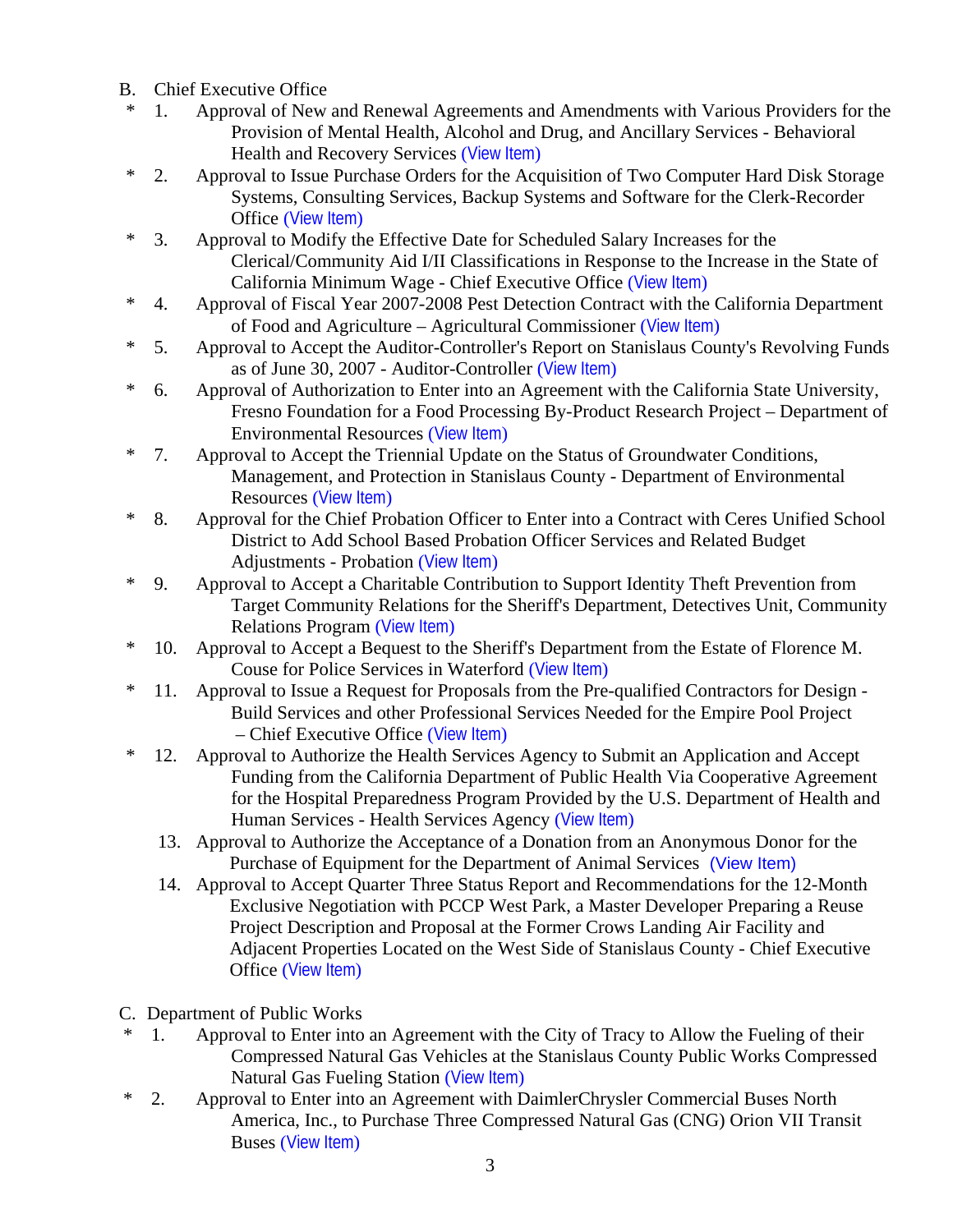B. Chief Executive Office

\* 1. Approval of New and Renewal Agreements and Amendments with Various Providers for the Provision of Mental Health, Alcohol and Drug, and Ancillary Services - Behavioral Health and Recovery Services (View Item)

\* 2. Approval to Issue Purchase Orders for the Acquisition of Two Computer Hard Disk Storage Systems, Consulting Services, Backup Systems and Software for the Clerk-Recorder Office (View Item)

\* 3. Approval to Modify the Effective Date for Scheduled Salary Increases for the Clerical/Community Aid I/II Classifications in Response to the Increase in the State of California Minimum Wage - Chief Executive Office (View Item)

\* 4. Approval of Fiscal Year 2007-2008 Pest Detection Contract with the California Department of Food and Agriculture – Agricultural Commissioner (View Item)

\* 5. Approval to Accept the Auditor-Controller's Report on Stanislaus County's Revolving Funds as of June 30, 2007 - Auditor-Controller (View Item)

\* 6. Approval of Authorization to Enter into an Agreement with the California State University, Fresno Foundation for a Food Processing By-Product Research Project – Department of Environmental Resources (View Item)

\* 7. Approval to Accept the Triennial Update on the Status of Groundwater Conditions, Management, and Protection in Stanislaus County - Department of Environmental Resources (View Item)

\* 8. Approval for the Chief Probation Officer to Enter into a Contract with Ceres Unified School District to Add School Based Probation Officer Services and Related Budget Adjustments - Probation (View Item)

\* 9. Approval to Accept a Charitable Contribution to Support Identity Theft Prevention from Target Community Relations for the Sheriff's Department, Detectives Unit, Community Relations Program (View Item)

\* 10. Approval to Accept a Bequest to the Sheriff's Department from the Estate of Florence M. Couse for Police Services in Waterford (View Item)

\* 11. Approval to Issue a Request for Proposals from the Pre-qualified Contractors for Design - Build Services and other Professional Services Needed for the Empire Pool Project – Chief Executive Office (View Item)

\* 12. Approval to Authorize the Health Services Agency to Submit an Application and Accept Funding from the California Department of Public Health Via Cooperative Agreement for the Hospital Preparedness Program Provided by the U.S. Department of Health and Human Services - Health Services Agency (View Item)

13. Approval to Authorize the Acceptance of a Donation from an Anonymous Donor for the Purchase of Equipment for the Department of Animal Services (View Item)

14. Approval to Accept Quarter Three Status Report and Recommendations for the 12-Month Exclusive Negotiation with PCCP West Park, a Master Developer Preparing a Reuse Project Description and Proposal at the Former Crows Landing Air Facility and Adjacent Properties Located on the West Side of Stanislaus County - Chief Executive Office (View Item)

C. Department of Public Works

\* 1. Approval to Enter into an Agreement with the City of Tracy to Allow the Fueling of their Compressed Natural Gas Vehicles at the Stanislaus County Public Works Compressed Natural Gas Fueling Station (View Item)

\* 2. Approval to Enter into an Agreement with DaimlerChrysler Commercial Buses North America, Inc., to Purchase Three Compressed Natural Gas (CNG) Orion VII Transit Buses (View Item)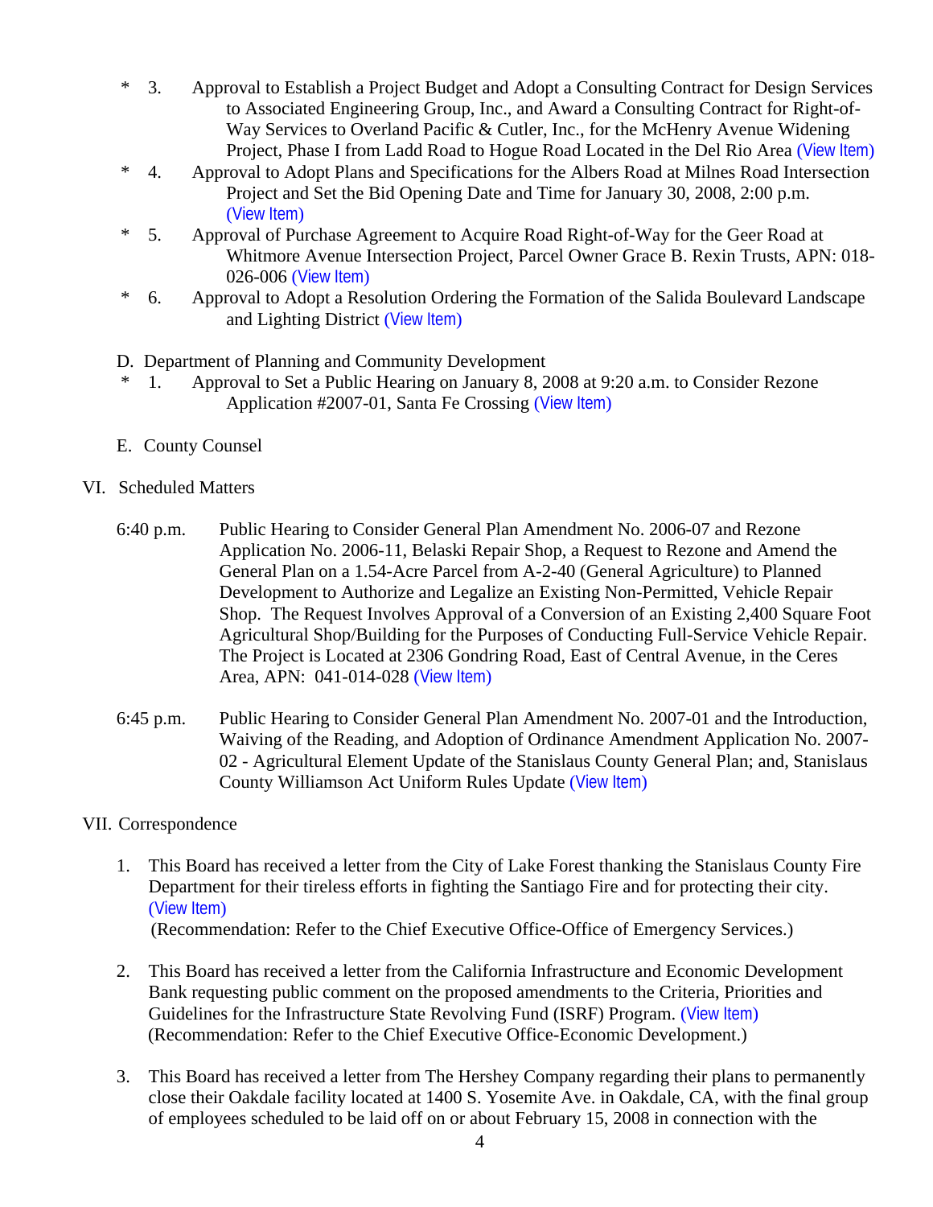- \* 3. Approval to Establish a Project Budget and Adopt a Consulting Contract for Design Services to Associated Engineering Group, Inc., and Award a Consulting Contract for Right-of-Way Services to Overland Pacific & Cutler, Inc., for the McHenry Avenue Widening Project, Phase I from Ladd Road to Hogue Road Located in the Del Rio Area (View Item)
- \* 4. Approval to Adopt Plans and Specifications for the Albers Road at Milnes Road Intersection Project and Set the Bid Opening Date and Time for January 30, 2008, 2:00 p.m. (View Item)
- \* 5. Approval of Purchase Agreement to Acquire Road Right-of-Way for the Geer Road at Whitmore Avenue Intersection Project, Parcel Owner Grace B. Rexin Trusts, APN: 018-026-006 (View Item)
- \* 6. Approval to Adopt a Resolution Ordering the Formation of the Salida Boulevard Landscape and Lighting District (View Item)

D. Department of Planning and Community Development

- \* 1. Approval to Set a Public Hearing on January 8, 2008 at 9:20 a.m. to Consider Rezone Application #2007-01, Santa Fe Crossing (View Item)

E. County Counsel

VI. Scheduled Matters

6:40 p.m. Public Hearing to Consider General Plan Amendment No. 2006-07 and Rezone Application No. 2006-11, Belaski Repair Shop, a Request to Rezone and Amend the General Plan on a 1.54-Acre Parcel from A-2-40 (General Agriculture) to Planned Development to Authorize and Legalize an Existing Non-Permitted, Vehicle Repair Shop. The Request Involves Approval of a Conversion of an Existing 2,400 Square Foot Agricultural Shop/Building for the Purposes of Conducting Full-Service Vehicle Repair. The Project is Located at 2306 Gondring Road, East of Central Avenue, in the Ceres Area, APN: 041-014-028 (View Item)

6:45 p.m. Public Hearing to Consider General Plan Amendment No. 2007-01 and the Introduction, Waiving of the Reading, and Adoption of Ordinance Amendment Application No. 2007-02 - Agricultural Element Update of the Stanislaus County General Plan; and, Stanislaus County Williamson Act Uniform Rules Update (View Item)

VII. Correspondence

1. This Board has received a letter from the City of Lake Forest thanking the Stanislaus County Fire Department for their tireless efforts in fighting the Santiago Fire and for protecting their city. (View Item)
   (Recommendation: Refer to the Chief Executive Office-Office of Emergency Services.)

2. This Board has received a letter from the California Infrastructure and Economic Development Bank requesting public comment on the proposed amendments to the Criteria, Priorities and Guidelines for the Infrastructure State Revolving Fund (ISRF) Program. (View Item)
   (Recommendation: Refer to the Chief Executive Office-Economic Development.)

3. This Board has received a letter from The Hershey Company regarding their plans to permanently close their Oakdale facility located at 1400 S. Yosemite Ave. in Oakdale, CA, with the final group of employees scheduled to be laid off on or about February 15, 2008 in connection with the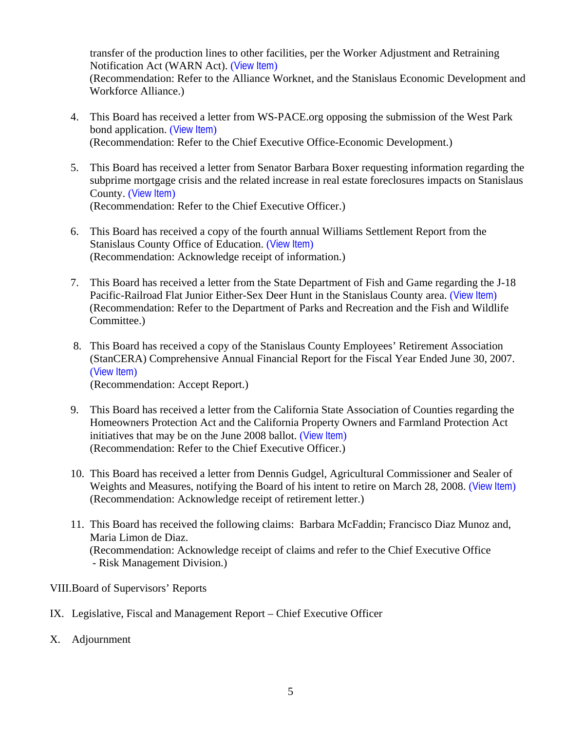transfer of the production lines to other facilities, per the Worker Adjustment and Retraining Notification Act (WARN Act). (View Item)
(Recommendation: Refer to the Alliance Worknet, and the Stanislaus Economic Development and Workforce Alliance.)

4. This Board has received a letter from WS-PACE.org opposing the submission of the West Park bond application. (View Item)
(Recommendation: Refer to the Chief Executive Office-Economic Development.)

5. This Board has received a letter from Senator Barbara Boxer requesting information regarding the subprime mortgage crisis and the related increase in real estate foreclosures impacts on Stanislaus County. (View Item)
(Recommendation: Refer to the Chief Executive Officer.)

6. This Board has received a copy of the fourth annual Williams Settlement Report from the Stanislaus County Office of Education. (View Item)
(Recommendation: Acknowledge receipt of information.)

7. This Board has received a letter from the State Department of Fish and Game regarding the J-18 Pacific-Railroad Flat Junior Either-Sex Deer Hunt in the Stanislaus County area. (View Item)
(Recommendation: Refer to the Department of Parks and Recreation and the Fish and Wildlife Committee.)

8. This Board has received a copy of the Stanislaus County Employees' Retirement Association (StanCERA) Comprehensive Annual Financial Report for the Fiscal Year Ended June 30, 2007. (View Item)
(Recommendation: Accept Report.)

9. This Board has received a letter from the California State Association of Counties regarding the Homeowners Protection Act and the California Property Owners and Farmland Protection Act initiatives that may be on the June 2008 ballot. (View Item)
(Recommendation: Refer to the Chief Executive Officer.)

10. This Board has received a letter from Dennis Gudgel, Agricultural Commissioner and Sealer of Weights and Measures, notifying the Board of his intent to retire on March 28, 2008. (View Item)
(Recommendation: Acknowledge receipt of retirement letter.)

11. This Board has received the following claims: Barbara McFaddin; Francisco Diaz Munoz and, Maria Limon de Diaz.
(Recommendation: Acknowledge receipt of claims and refer to the Chief Executive Office - Risk Management Division.)

VIII. Board of Supervisors' Reports

IX. Legislative, Fiscal and Management Report – Chief Executive Officer

X. Adjournment